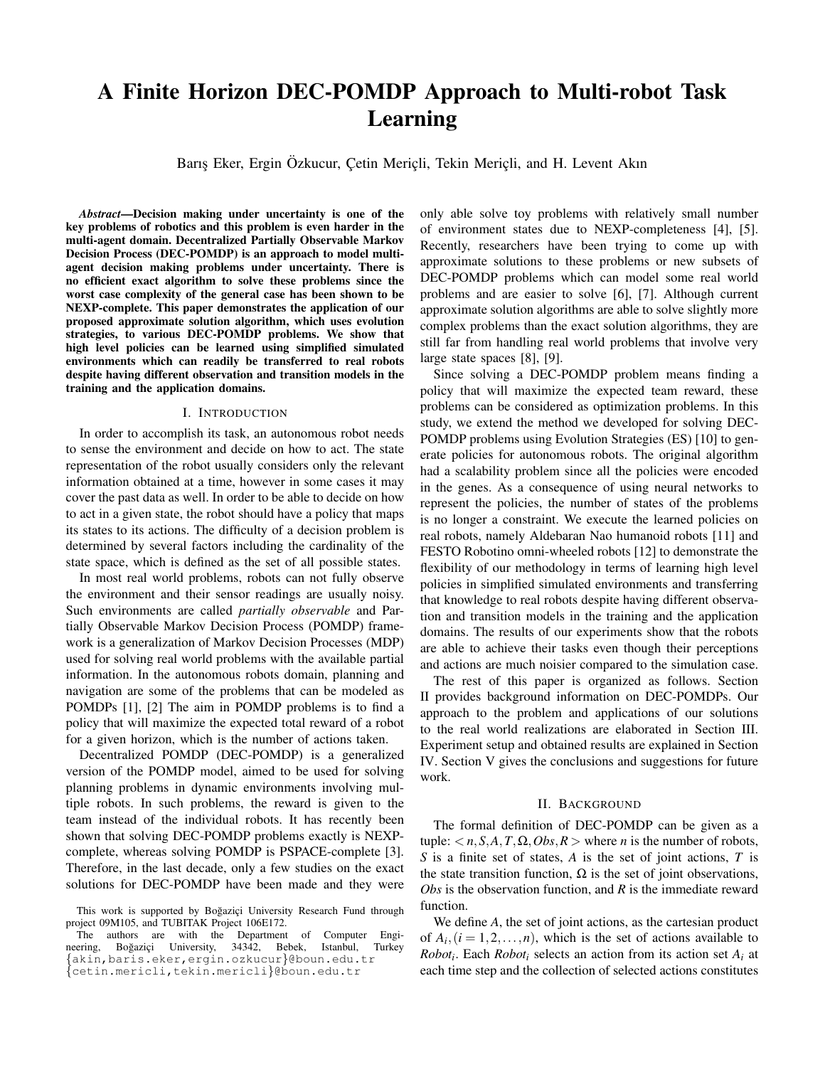# A Finite Horizon DEC-POMDP Approach to Multi-robot Task Learning

Barış Eker, Ergin Özkucur, Çetin Meriçli, Tekin Meriçli, and H. Levent Akın

***Abstract*—Decision making under uncertainty is one of the key problems of robotics and this problem is even harder in the multi-agent domain. Decentralized Partially Observable Markov Decision Process (DEC-POMDP) is an approach to model multi-agent decision making problems under uncertainty. There is no efficient exact algorithm to solve these problems since the worst case complexity of the general case has been shown to be NEXP-complete. This paper demonstrates the application of our proposed approximate solution algorithm, which uses evolution strategies, to various DEC-POMDP problems. We show that high level policies can be learned using simplified simulated environments which can readily be transferred to real robots despite having different observation and transition models in the training and the application domains.**

## I. Introduction

In order to accomplish its task, an autonomous robot needs to sense the environment and decide on how to act. The state representation of the robot usually considers only the relevant information obtained at a time, however in some cases it may cover the past data as well. In order to be able to decide on how to act in a given state, the robot should have a policy that maps its states to its actions. The difficulty of a decision problem is determined by several factors including the cardinality of the state space, which is defined as the set of all possible states.

In most real world problems, robots can not fully observe the environment and their sensor readings are usually noisy. Such environments are called *partially observable* and Partially Observable Markov Decision Process (POMDP) framework is a generalization of Markov Decision Processes (MDP) used for solving real world problems with the available partial information. In the autonomous robots domain, planning and navigation are some of the problems that can be modeled as POMDPs [1], [2] The aim in POMDP problems is to find a policy that will maximize the expected total reward of a robot for a given horizon, which is the number of actions taken.

Decentralized POMDP (DEC-POMDP) is a generalized version of the POMDP model, aimed to be used for solving planning problems in dynamic environments involving multiple robots. In such problems, the reward is given to the team instead of the individual robots. It has recently been shown that solving DEC-POMDP problems exactly is NEXP-complete, whereas solving POMDP is PSPACE-complete [3]. Therefore, in the last decade, only a few studies on the exact solutions for DEC-POMDP have been made and they were only able solve toy problems with relatively small number of environment states due to NEXP-completeness [4], [5]. Recently, researchers have been trying to come up with approximate solutions to these problems or new subsets of DEC-POMDP problems which can model some real world problems and are easier to solve [6], [7]. Although current approximate solution algorithms are able to solve slightly more complex problems than the exact solution algorithms, they are still far from handling real world problems that involve very large state spaces [8], [9].

Since solving a DEC-POMDP problem means finding a policy that will maximize the expected team reward, these problems can be considered as optimization problems. In this study, we extend the method we developed for solving DEC-POMDP problems using Evolution Strategies (ES) [10] to generate policies for autonomous robots. The original algorithm had a scalability problem since all the policies were encoded in the genes. As a consequence of using neural networks to represent the policies, the number of states of the problems is no longer a constraint. We execute the learned policies on real robots, namely Aldebaran Nao humanoid robots [11] and FESTO Robotino omni-wheeled robots [12] to demonstrate the flexibility of our methodology in terms of learning high level policies in simplified simulated environments and transferring that knowledge to real robots despite having different observation and transition models in the training and the application domains. The results of our experiments show that the robots are able to achieve their tasks even though their perceptions and actions are much noisier compared to the simulation case.

The rest of this paper is organized as follows. Section II provides background information on DEC-POMDPs. Our approach to the problem and applications of our solutions to the real world realizations are elaborated in Section III. Experiment setup and obtained results are explained in Section IV. Section V gives the conclusions and suggestions for future work.

## II. Background

The formal definition of DEC-POMDP can be given as a tuple: $< n, S, A, T, \Omega, Obs, R >$ where $n$ is the number of robots, $S$ is a finite set of states, $A$ is the set of joint actions, $T$ is the state transition function, $\Omega$ is the set of joint observations, $Obs$ is the observation function, and $R$ is the immediate reward function.

We define $A$, the set of joint actions, as the cartesian product of $A_i, (i = 1, 2, \ldots, n)$, which is the set of actions available to $Robot_i$. Each $Robot_i$ selects an action from its action set $A_i$ at each time step and the collection of selected actions constitutes

This work is supported by Boğaziçi University Research Fund through project 09M105, and TUBITAK Project 106E172.

The authors are with the Department of Computer Engineering, Boğaziçi University, 34342, Bebek, Istanbul, Turkey {akin,baris.eker,ergin.ozkucur}@boun.edu.tr {cetin.mericli,tekin.mericli}@boun.edu.tr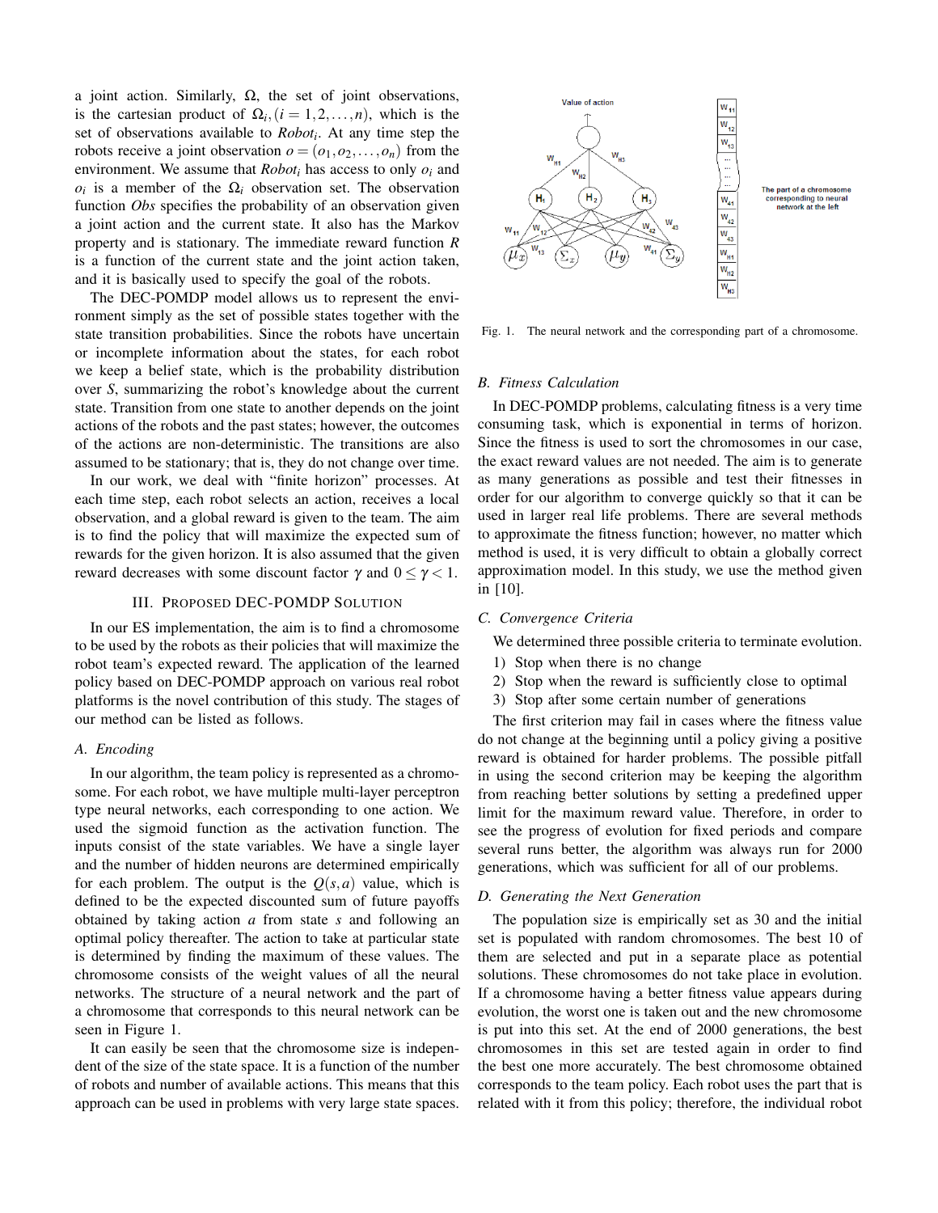a joint action. Similarly, $\Omega$, the set of joint observations, is the cartesian product of $\Omega_i, (i = 1, 2, \ldots, n)$, which is the set of observations available to $Robot_i$. At any time step the robots receive a joint observation $o = (o_1, o_2, \ldots, o_n)$ from the environment. We assume that $Robot_i$ has access to only $o_i$ and $o_i$ is a member of the $\Omega_i$ observation set. The observation function *Obs* specifies the probability of an observation given a joint action and the current state. It also has the Markov property and is stationary. The immediate reward function *R* is a function of the current state and the joint action taken, and it is basically used to specify the goal of the robots.

The DEC-POMDP model allows us to represent the environment simply as the set of possible states together with the state transition probabilities. Since the robots have uncertain or incomplete information about the states, for each robot we keep a belief state, which is the probability distribution over *S*, summarizing the robot's knowledge about the current state. Transition from one state to another depends on the joint actions of the robots and the past states; however, the outcomes of the actions are non-deterministic. The transitions are also assumed to be stationary; that is, they do not change over time.

In our work, we deal with "finite horizon" processes. At each time step, each robot selects an action, receives a local observation, and a global reward is given to the team. The aim is to find the policy that will maximize the expected sum of rewards for the given horizon. It is also assumed that the given reward decreases with some discount factor $\gamma$ and $0 \leq \gamma < 1$.

## III. Proposed DEC-POMDP Solution

In our ES implementation, the aim is to find a chromosome to be used by the robots as their policies that will maximize the robot team's expected reward. The application of the learned policy based on DEC-POMDP approach on various real robot platforms is the novel contribution of this study. The stages of our method can be listed as follows.

### A. Encoding

In our algorithm, the team policy is represented as a chromosome. For each robot, we have multiple multi-layer perceptron type neural networks, each corresponding to one action. We used the sigmoid function as the activation function. The inputs consist of the state variables. We have a single layer and the number of hidden neurons are determined empirically for each problem. The output is the $Q(s,a)$ value, which is defined to be the expected discounted sum of future payoffs obtained by taking action *a* from state *s* and following an optimal policy thereafter. The action to take at particular state is determined by finding the maximum of these values. The chromosome consists of the weight values of all the neural networks. The structure of a neural network and the part of a chromosome that corresponds to this neural network can be seen in Figure 1.

It can easily be seen that the chromosome size is independent of the size of the state space. It is a function of the number of robots and number of available actions. This means that this approach can be used in problems with very large state spaces.

Fig. 1. The neural network and the corresponding part of a chromosome.

### B. Fitness Calculation

In DEC-POMDP problems, calculating fitness is a very time consuming task, which is exponential in terms of horizon. Since the fitness is used to sort the chromosomes in our case, the exact reward values are not needed. The aim is to generate as many generations as possible and test their fitnesses in order for our algorithm to converge quickly so that it can be used in larger real life problems. There are several methods to approximate the fitness function; however, no matter which method is used, it is very difficult to obtain a globally correct approximation model. In this study, we use the method given in [10].

### C. Convergence Criteria

We determined three possible criteria to terminate evolution.

1) Stop when there is no change
2) Stop when the reward is sufficiently close to optimal
3) Stop after some certain number of generations

The first criterion may fail in cases where the fitness value do not change at the beginning until a policy giving a positive reward is obtained for harder problems. The possible pitfall in using the second criterion may be keeping the algorithm from reaching better solutions by setting a predefined upper limit for the maximum reward value. Therefore, in order to see the progress of evolution for fixed periods and compare several runs better, the algorithm was always run for 2000 generations, which was sufficient for all of our problems.

### D. Generating the Next Generation

The population size is empirically set as 30 and the initial set is populated with random chromosomes. The best 10 of them are selected and put in a separate place as potential solutions. These chromosomes do not take place in evolution. If a chromosome having a better fitness value appears during evolution, the worst one is taken out and the new chromosome is put into this set. At the end of 2000 generations, the best chromosomes in this set are tested again in order to find the best one more accurately. The best chromosome obtained corresponds to the team policy. Each robot uses the part that is related with it from this policy; therefore, the individual robot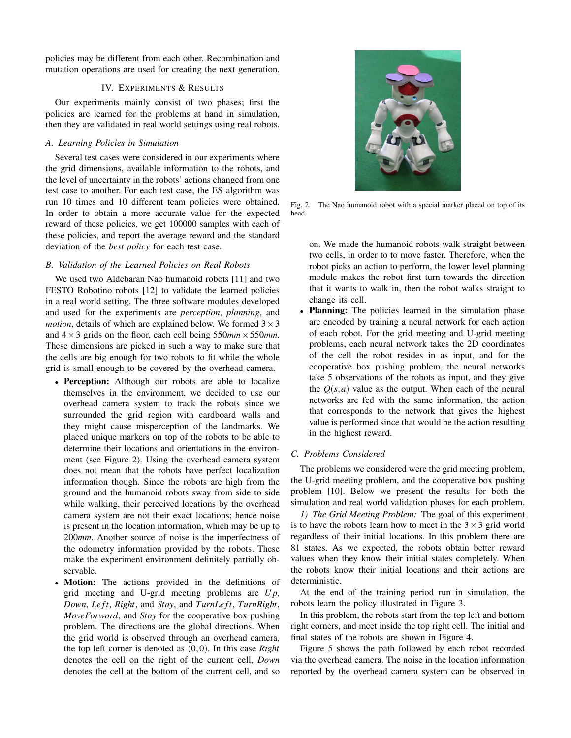policies may be different from each other. Recombination and mutation operations are used for creating the next generation.

## IV. Experiments & Results

Our experiments mainly consist of two phases; first the policies are learned for the problems at hand in simulation, then they are validated in real world settings using real robots.

### A. Learning Policies in Simulation

Several test cases were considered in our experiments where the grid dimensions, available information to the robots, and the level of uncertainty in the robots' actions changed from one test case to another. For each test case, the ES algorithm was run 10 times and 10 different team policies were obtained. In order to obtain a more accurate value for the expected reward of these policies, we get 100000 samples with each of these policies, and report the average reward and the standard deviation of the *best policy* for each test case.

### B. Validation of the Learned Policies on Real Robots

We used two Aldebaran Nao humanoid robots [11] and two FESTO Robotino robots [12] to validate the learned policies in a real world setting. The three software modules developed and used for the experiments are *perception*, *planning*, and *motion*, details of which are explained below. We formed $3 \times 3$ and $4 \times 3$ grids on the floor, each cell being $550mm \times 550mm$. These dimensions are picked in such a way to make sure that the cells are big enough for two robots to fit while the whole grid is small enough to be covered by the overhead camera.

- **Perception:** Although our robots are able to localize themselves in the environment, we decided to use our overhead camera system to track the robots since we surrounded the grid region with cardboard walls and they might cause misperception of the landmarks. We placed unique markers on top of the robots to be able to determine their locations and orientations in the environment (see Figure 2). Using the overhead camera system does not mean that the robots have perfect localization information though. Since the robots are high from the ground and the humanoid robots sway from side to side while walking, their perceived locations by the overhead camera system are not their exact locations; hence noise is present in the location information, which may be up to 200*mm*. Another source of noise is the imperfectness of the odometry information provided by the robots. These make the experiment environment definitely partially observable.
- **Motion:** The actions provided in the definitions of grid meeting and U-grid meeting problems are $Up$, $Down$, $Left$, $Right$, and $Stay$, and $TurnLeft$, $TurnRight$, $MoveForward$, and $Stay$ for the cooperative box pushing problem. The directions are the global directions. When the grid world is observed through an overhead camera, the top left corner is denoted as $(0,0)$. In this case *Right* denotes the cell on the right of the current cell, *Down* denotes the cell at the bottom of the current cell, and so on. We made the humanoid robots walk straight between two cells, in order to to move faster. Therefore, when the robot picks an action to perform, the lower level planning module makes the robot first turn towards the direction that it wants to walk in, then the robot walks straight to change its cell.
- **Planning:** The policies learned in the simulation phase are encoded by training a neural network for each action of each robot. For the grid meeting and U-grid meeting problems, each neural network takes the 2D coordinates of the cell the robot resides in as input, and for the cooperative box pushing problem, the neural networks take 5 observations of the robots as input, and they give the $Q(s,a)$ value as the output. When each of the neural networks are fed with the same information, the action that corresponds to the network that gives the highest value is performed since that would be the action resulting in the highest reward.

Fig. 2. The Nao humanoid robot with a special marker placed on top of its head.

### C. Problems Considered

The problems we considered were the grid meeting problem, the U-grid meeting problem, and the cooperative box pushing problem [10]. Below we present the results for both the simulation and real world validation phases for each problem.

*1) The Grid Meeting Problem:* The goal of this experiment is to have the robots learn how to meet in the $3 \times 3$ grid world regardless of their initial locations. In this problem there are 81 states. As we expected, the robots obtain better reward values when they know their initial states completely. When the robots know their initial locations and their actions are deterministic.

At the end of the training period run in simulation, the robots learn the policy illustrated in Figure 3.

In this problem, the robots start from the top left and bottom right corners, and meet inside the top right cell. The initial and final states of the robots are shown in Figure 4.

Figure 5 shows the path followed by each robot recorded via the overhead camera. The noise in the location information reported by the overhead camera system can be observed in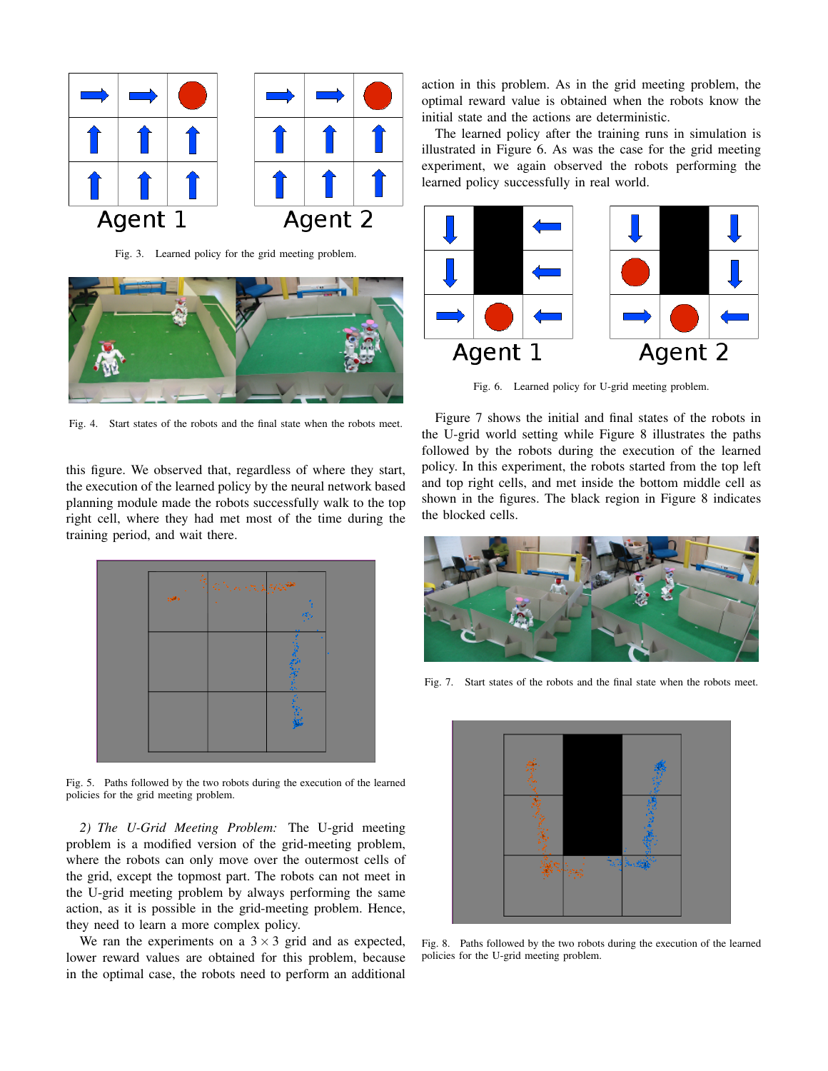Fig. 3. Learned policy for the grid meeting problem.

Fig. 4. Start states of the robots and the final state when the robots meet.

this figure. We observed that, regardless of where they start, the execution of the learned policy by the neural network based planning module made the robots successfully walk to the top right cell, where they had met most of the time during the training period, and wait there.

Fig. 5. Paths followed by the two robots during the execution of the learned policies for the grid meeting problem.

*2) The U-Grid Meeting Problem:* The U-grid meeting problem is a modified version of the grid-meeting problem, where the robots can only move over the outermost cells of the grid, except the topmost part. The robots can not meet in the U-grid meeting problem by always performing the same action, as it is possible in the grid-meeting problem. Hence, they need to learn a more complex policy.

We ran the experiments on a $3 \times 3$ grid and as expected, lower reward values are obtained for this problem, because in the optimal case, the robots need to perform an additional action in this problem. As in the grid meeting problem, the optimal reward value is obtained when the robots know the initial state and the actions are deterministic.

The learned policy after the training runs in simulation is illustrated in Figure 6. As was the case for the grid meeting experiment, we again observed the robots performing the learned policy successfully in real world.

Fig. 6. Learned policy for U-grid meeting problem.

Figure 7 shows the initial and final states of the robots in the U-grid world setting while Figure 8 illustrates the paths followed by the robots during the execution of the learned policy. In this experiment, the robots started from the top left and top right cells, and met inside the bottom middle cell as shown in the figures. The black region in Figure 8 indicates the blocked cells.

Fig. 7. Start states of the robots and the final state when the robots meet.

Fig. 8. Paths followed by the two robots during the execution of the learned policies for the U-grid meeting problem.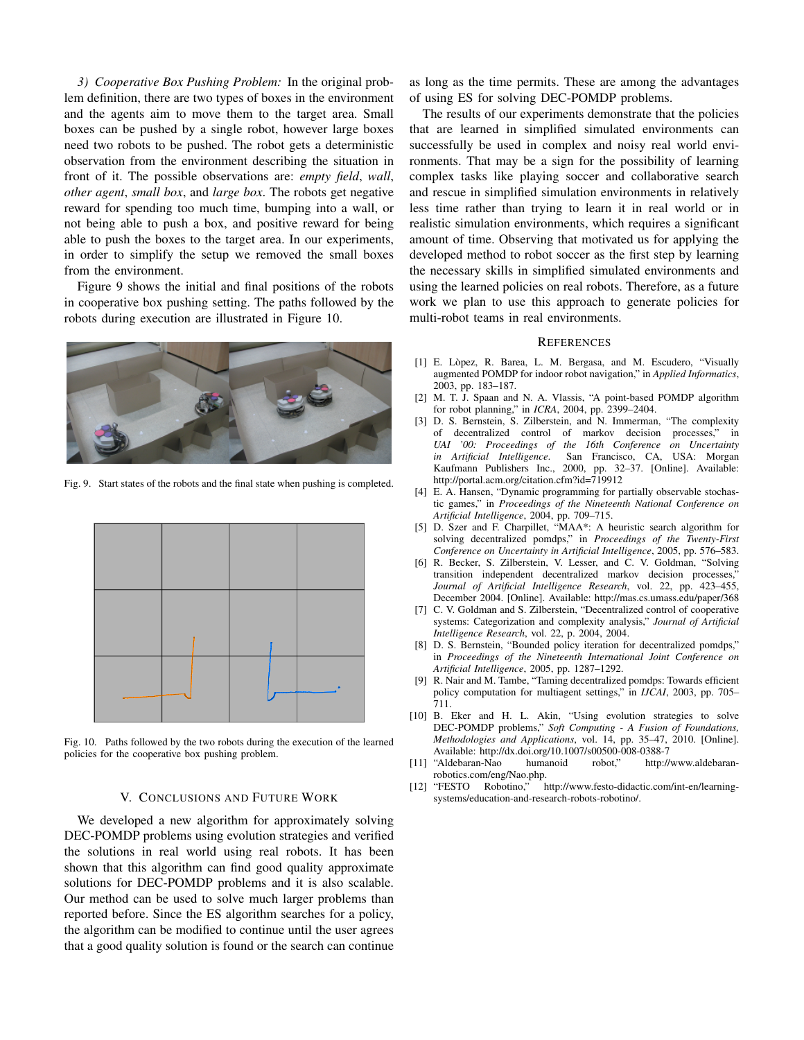*3) Cooperative Box Pushing Problem:* In the original problem definition, there are two types of boxes in the environment and the agents aim to move them to the target area. Small boxes can be pushed by a single robot, however large boxes need two robots to be pushed. The robot gets a deterministic observation from the environment describing the situation in front of it. The possible observations are: *empty field*, *wall*, *other agent*, *small box*, and *large box*. The robots get negative reward for spending too much time, bumping into a wall, or not being able to push a box, and positive reward for being able to push the boxes to the target area. In our experiments, in order to simplify the setup we removed the small boxes from the environment.

Figure 9 shows the initial and final positions of the robots in cooperative box pushing setting. The paths followed by the robots during execution are illustrated in Figure 10.

Fig. 9. Start states of the robots and the final state when pushing is completed.

Fig. 10. Paths followed by the two robots during the execution of the learned policies for the cooperative box pushing problem.

## V. Conclusions and Future Work

We developed a new algorithm for approximately solving DEC-POMDP problems using evolution strategies and verified the solutions in real world using real robots. It has been shown that this algorithm can find good quality approximate solutions for DEC-POMDP problems and it is also scalable. Our method can be used to solve much larger problems than reported before. Since the ES algorithm searches for a policy, the algorithm can be modified to continue until the user agrees that a good quality solution is found or the search can continue as long as the time permits. These are among the advantages of using ES for solving DEC-POMDP problems.

The results of our experiments demonstrate that the policies that are learned in simplified simulated environments can successfully be used in complex and noisy real world environments. That may be a sign for the possibility of learning complex tasks like playing soccer and collaborative search and rescue in simplified simulation environments in relatively less time rather than trying to learn it in real world or in realistic simulation environments, which requires a significant amount of time. Observing that motivated us for applying the developed method to robot soccer as the first step by learning the necessary skills in simplified simulated environments and using the learned policies on real robots. Therefore, as a future work we plan to use this approach to generate policies for multi-robot teams in real environments.

## References

[1] E. Lòpez, R. Barea, L. M. Bergasa, and M. Escudero, "Visually augmented POMDP for indoor robot navigation," in *Applied Informatics*, 2003, pp. 183–187.

[2] M. T. J. Spaan and N. A. Vlassis, "A point-based POMDP algorithm for robot planning," in *ICRA*, 2004, pp. 2399–2404.

[3] D. S. Bernstein, S. Zilberstein, and N. Immerman, "The complexity of decentralized control of markov decision processes," in *UAI '00: Proceedings of the 16th Conference on Uncertainty in Artificial Intelligence*. San Francisco, CA, USA: Morgan Kaufmann Publishers Inc., 2000, pp. 32–37. [Online]. Available: http://portal.acm.org/citation.cfm?id=719912

[4] E. A. Hansen, "Dynamic programming for partially observable stochastic games," in *Proceedings of the Nineteenth National Conference on Artificial Intelligence*, 2004, pp. 709–715.

[5] D. Szer and F. Charpillet, "MAA*: A heuristic search algorithm for solving decentralized pomdps," in *Proceedings of the Twenty-First Conference on Uncertainty in Artificial Intelligence*, 2005, pp. 576–583.

[6] R. Becker, S. Zilberstein, V. Lesser, and C. V. Goldman, "Solving transition independent decentralized markov decision processes," *Journal of Artificial Intelligence Research*, vol. 22, pp. 423–455, December 2004. [Online]. Available: http://mas.cs.umass.edu/paper/368

[7] C. V. Goldman and S. Zilberstein, "Decentralized control of cooperative systems: Categorization and complexity analysis," *Journal of Artificial Intelligence Research*, vol. 22, p. 2004, 2004.

[8] D. S. Bernstein, "Bounded policy iteration for decentralized pomdps," in *Proceedings of the Nineteenth International Joint Conference on Artificial Intelligence*, 2005, pp. 1287–1292.

[9] R. Nair and M. Tambe, "Taming decentralized pomdps: Towards efficient policy computation for multiagent settings," in *IJCAI*, 2003, pp. 705–711.

[10] B. Eker and H. L. Akin, "Using evolution strategies to solve DEC-POMDP problems," *Soft Computing - A Fusion of Foundations, Methodologies and Applications*, vol. 14, pp. 35–47, 2010. [Online]. Available: http://dx.doi.org/10.1007/s00500-008-0388-7

[11] "Aldebaran-Nao humanoid robot," http://www.aldebaran-robotics.com/eng/Nao.php.

[12] "FESTO Robotino," http://www.festo-didactic.com/int-en/learning-systems/education-and-research-robots-robotino/.